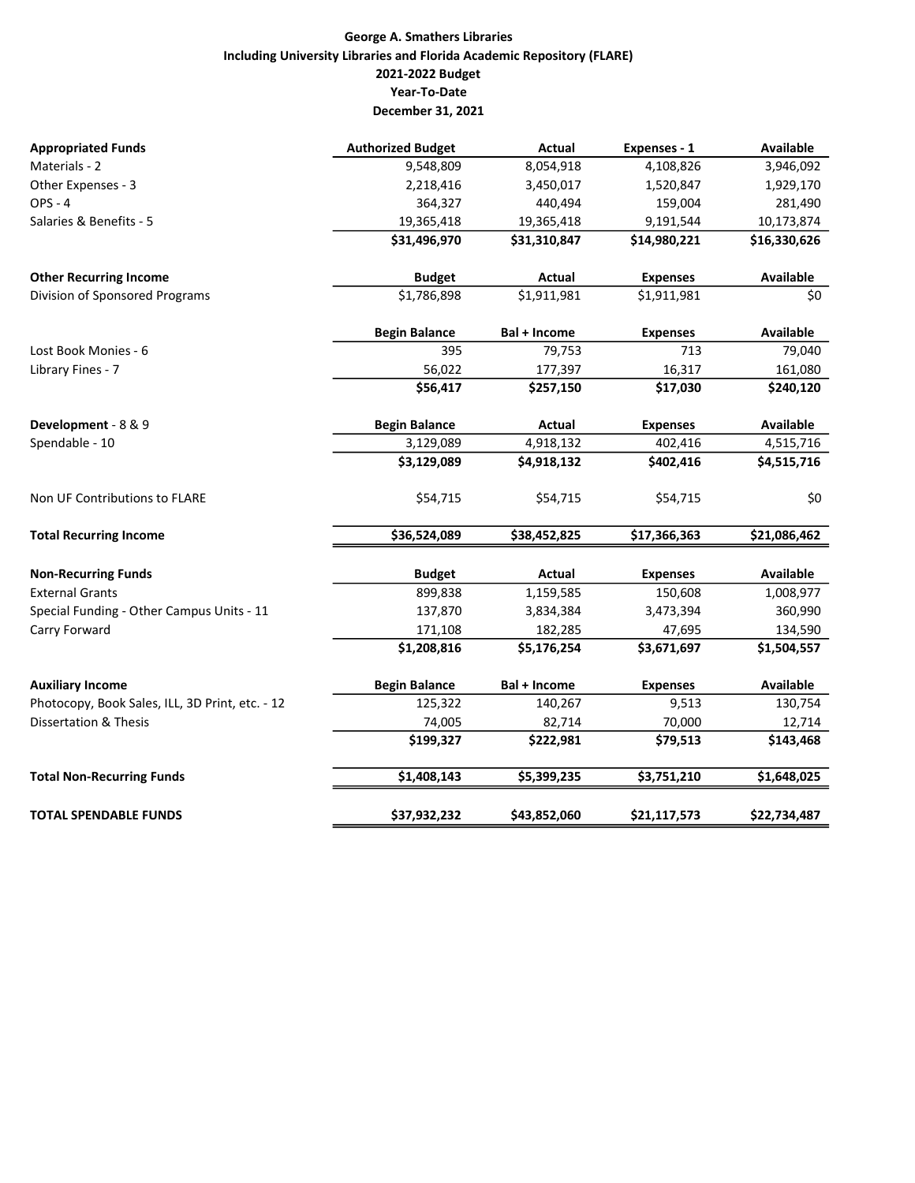**George A. Smathers Libraries**
**Including University Libraries and Florida Academic Repository (FLARE)**
**2021-2022 Budget**
**Year-To-Date**
**December 31, 2021**

| **Appropriated Funds** | **Authorized Budget** | **Actual** | **Expenses - 1** | **Available** |
|---|---|---|---|---|
| Materials - 2 | 9,548,809 | 8,054,918 | 4,108,826 | 3,946,092 |
| Other Expenses - 3 | 2,218,416 | 3,450,017 | 1,520,847 | 1,929,170 |
| OPS - 4 | 364,327 | 440,494 | 159,004 | 281,490 |
| Salaries & Benefits - 5 | 19,365,418 | 19,365,418 | 9,191,544 | 10,173,874 |
| | **$31,496,970** | **$31,310,847** | **$14,980,221** | **$16,330,626** |
| **Other Recurring Income** | **Budget** | **Actual** | **Expenses** | **Available** |
| Division of Sponsored Programs | $1,786,898 | $1,911,981 | $1,911,981 | $0 |
| | **Begin Balance** | **Bal + Income** | **Expenses** | **Available** |
| Lost Book Monies - 6 | 395 | 79,753 | 713 | 79,040 |
| Library Fines - 7 | 56,022 | 177,397 | 16,317 | 161,080 |
| | **$56,417** | **$257,150** | **$17,030** | **$240,120** |
| **Development** - 8 & 9 | **Begin Balance** | **Actual** | **Expenses** | **Available** |
| Spendable - 10 | 3,129,089 | 4,918,132 | 402,416 | 4,515,716 |
| | **$3,129,089** | **$4,918,132** | **$402,416** | **$4,515,716** |
| Non UF Contributions to FLARE | $54,715 | $54,715 | $54,715 | $0 |
| **Total Recurring Income** | **$36,524,089** | **$38,452,825** | **$17,366,363** | **$21,086,462** |
| **Non-Recurring Funds** | **Budget** | **Actual** | **Expenses** | **Available** |
| External Grants | 899,838 | 1,159,585 | 150,608 | 1,008,977 |
| Special Funding - Other Campus Units - 11 | 137,870 | 3,834,384 | 3,473,394 | 360,990 |
| Carry Forward | 171,108 | 182,285 | 47,695 | 134,590 |
| | **$1,208,816** | **$5,176,254** | **$3,671,697** | **$1,504,557** |
| **Auxiliary Income** | **Begin Balance** | **Bal + Income** | **Expenses** | **Available** |
| Photocopy, Book Sales, ILL, 3D Print, etc. - 12 | 125,322 | 140,267 | 9,513 | 130,754 |
| Dissertation & Thesis | 74,005 | 82,714 | 70,000 | 12,714 |
| | **$199,327** | **$222,981** | **$79,513** | **$143,468** |
| **Total Non-Recurring Funds** | **$1,408,143** | **$5,399,235** | **$3,751,210** | **$1,648,025** |
| **TOTAL SPENDABLE FUNDS** | **$37,932,232** | **$43,852,060** | **$21,117,573** | **$22,734,487** |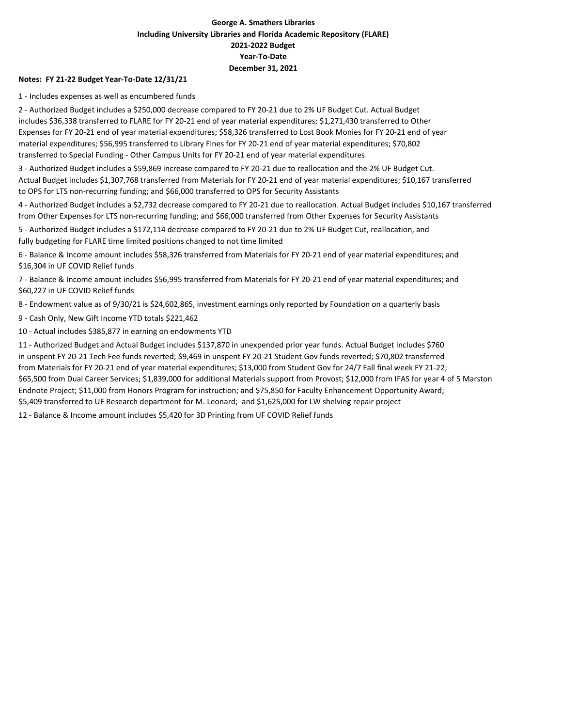**George A. Smathers Libraries**
**Including University Libraries and Florida Academic Repository (FLARE)**
**2021-2022 Budget**
**Year-To-Date**
**December 31, 2021**

**Notes: FY 21-22 Budget Year-To-Date 12/31/21**

1 - Includes expenses as well as encumbered funds

2 - Authorized Budget includes a $250,000 decrease compared to FY 20-21 due to 2% UF Budget Cut. Actual Budget includes $36,338 transferred to FLARE for FY 20-21 end of year material expenditures; $1,271,430 transferred to Other Expenses for FY 20-21 end of year material expenditures; $58,326 transferred to Lost Book Monies for FY 20-21 end of year material expenditures; $56,995 transferred to Library Fines for FY 20-21 end of year material expenditures; $70,802 transferred to Special Funding - Other Campus Units for FY 20-21 end of year material expenditures

3 - Authorized Budget includes a $59,869 increase compared to FY 20-21 due to reallocation and the 2% UF Budget Cut. Actual Budget includes $1,307,768 transferred from Materials for FY 20-21 end of year material expenditures; $10,167 transferred to OPS for LTS non-recurring funding; and $66,000 transferred to OPS for Security Assistants

4 - Authorized Budget includes a $2,732 decrease compared to FY 20-21 due to reallocation. Actual Budget includes $10,167 transferred from Other Expenses for LTS non-recurring funding; and $66,000 transferred from Other Expenses for Security Assistants

5 - Authorized Budget includes a $172,114 decrease compared to FY 20-21 due to 2% UF Budget Cut, reallocation, and fully budgeting for FLARE time limited positions changed to not time limited

6 - Balance & Income amount includes $58,326 transferred from Materials for FY 20-21 end of year material expenditures; and $16,304 in UF COVID Relief funds

7 - Balance & Income amount includes $56,995 transferred from Materials for FY 20-21 end of year material expenditures; and $60,227 in UF COVID Relief funds

8 - Endowment value as of 9/30/21 is $24,602,865, investment earnings only reported by Foundation on a quarterly basis

9 - Cash Only, New Gift Income YTD totals $221,462

10 - Actual includes $385,877 in earning on endowments YTD

11 - Authorized Budget and Actual Budget includes $137,870 in unexpended prior year funds. Actual Budget includes $760 in unspent FY 20-21 Tech Fee funds reverted; $9,469 in unspent FY 20-21 Student Gov funds reverted; $70,802 transferred from Materials for FY 20-21 end of year material expenditures; $13,000 from Student Gov for 24/7 Fall final week FY 21-22; $65,500 from Dual Career Services; $1,839,000 for additional Materials support from Provost; $12,000 from IFAS for year 4 of 5 Marston Endnote Project; $11,000 from Honors Program for instruction; and $75,850 for Faculty Enhancement Opportunity Award; $5,409 transferred to UF Research department for M. Leonard; and $1,625,000 for LW shelving repair project

12 - Balance & Income amount includes $5,420 for 3D Printing from UF COVID Relief funds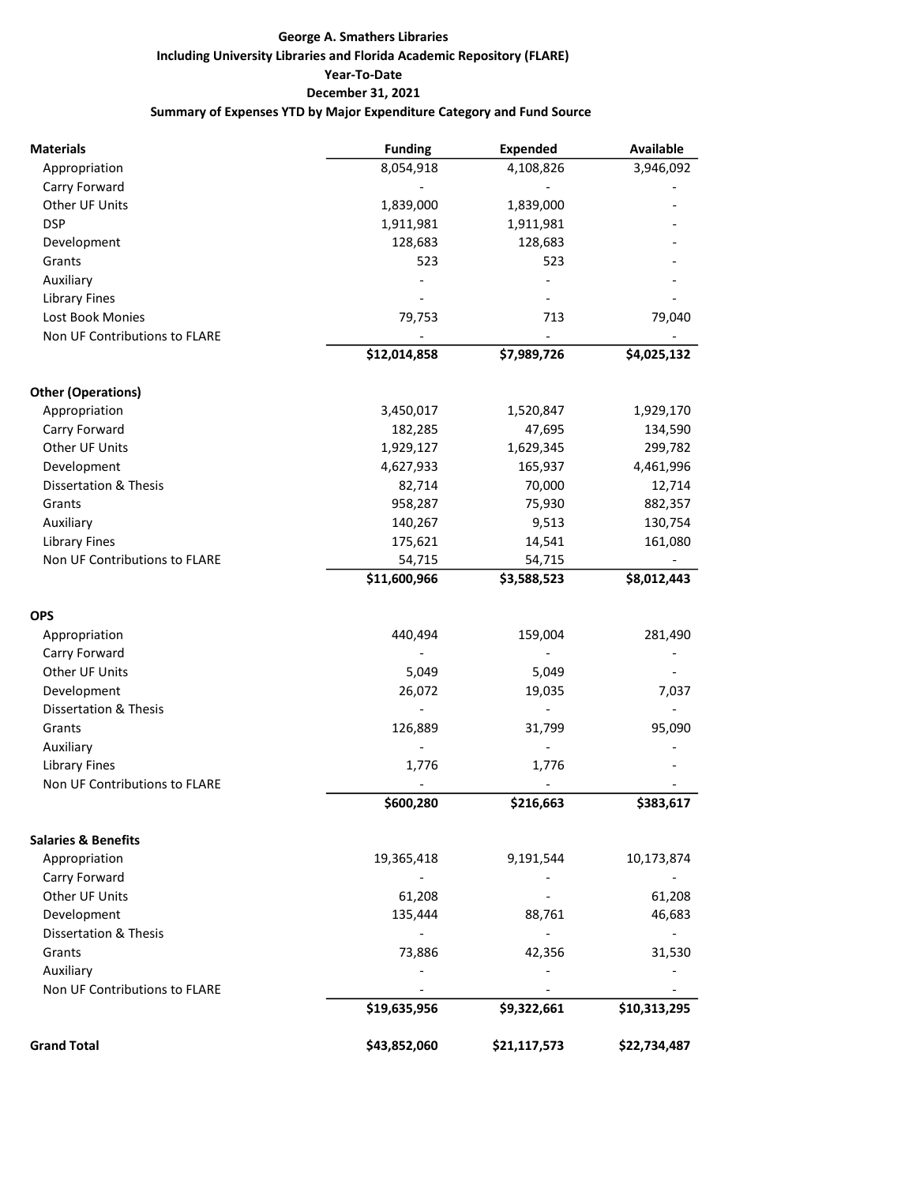**George A. Smathers Libraries**

**Including University Libraries and Florida Academic Repository (FLARE)**

**Year-To-Date**

**December 31, 2021**

**Summary of Expenses YTD by Major Expenditure Category and Fund Source**

| | Funding | Expended | Available |
|---|---|---|---|
| **Materials** | | | |
| Appropriation | 8,054,918 | 4,108,826 | 3,946,092 |
| Carry Forward | - | - | - |
| Other UF Units | 1,839,000 | 1,839,000 | - |
| DSP | 1,911,981 | 1,911,981 | - |
| Development | 128,683 | 128,683 | - |
| Grants | 523 | 523 | - |
| Auxiliary | - | - | - |
| Library Fines | - | - | - |
| Lost Book Monies | 79,753 | 713 | 79,040 |
| Non UF Contributions to FLARE | - | - | - |
| | **$12,014,858** | **$7,989,726** | **$4,025,132** |
| **Other (Operations)** | | | |
| Appropriation | 3,450,017 | 1,520,847 | 1,929,170 |
| Carry Forward | 182,285 | 47,695 | 134,590 |
| Other UF Units | 1,929,127 | 1,629,345 | 299,782 |
| Development | 4,627,933 | 165,937 | 4,461,996 |
| Dissertation & Thesis | 82,714 | 70,000 | 12,714 |
| Grants | 958,287 | 75,930 | 882,357 |
| Auxiliary | 140,267 | 9,513 | 130,754 |
| Library Fines | 175,621 | 14,541 | 161,080 |
| Non UF Contributions to FLARE | 54,715 | 54,715 | - |
| | **$11,600,966** | **$3,588,523** | **$8,012,443** |
| **OPS** | | | |
| Appropriation | 440,494 | 159,004 | 281,490 |
| Carry Forward | - | - | - |
| Other UF Units | 5,049 | 5,049 | - |
| Development | 26,072 | 19,035 | 7,037 |
| Dissertation & Thesis | - | - | - |
| Grants | 126,889 | 31,799 | 95,090 |
| Auxiliary | - | - | - |
| Library Fines | 1,776 | 1,776 | - |
| Non UF Contributions to FLARE | - | - | - |
| | **$600,280** | **$216,663** | **$383,617** |
| **Salaries & Benefits** | | | |
| Appropriation | 19,365,418 | 9,191,544 | 10,173,874 |
| Carry Forward | - | - | - |
| Other UF Units | 61,208 | - | 61,208 |
| Development | 135,444 | 88,761 | 46,683 |
| Dissertation & Thesis | - | - | - |
| Grants | 73,886 | 42,356 | 31,530 |
| Auxiliary | - | - | - |
| Non UF Contributions to FLARE | - | - | - |
| | **$19,635,956** | **$9,322,661** | **$10,313,295** |
| **Grand Total** | **$43,852,060** | **$21,117,573** | **$22,734,487** |